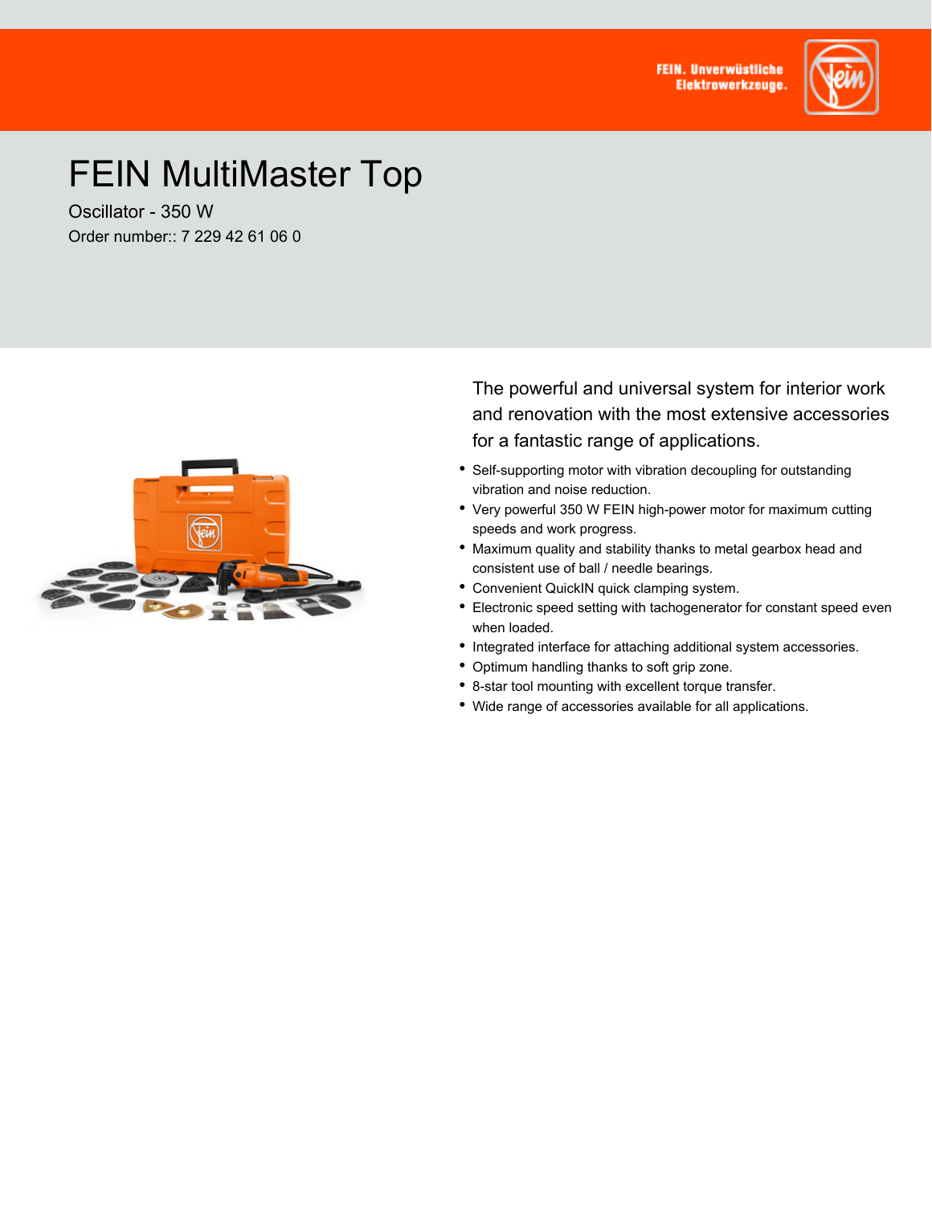FEIN. Unverwüstliche Elektrowerkzeuge.

# FEIN MultiMaster Top

Oscillator - 350 W

Order number:: 7 229 42 61 06 0

The powerful and universal system for interior work and renovation with the most extensive accessories for a fantastic range of applications.

- Self-supporting motor with vibration decoupling for outstanding vibration and noise reduction.
- Very powerful 350 W FEIN high-power motor for maximum cutting speeds and work progress.
- Maximum quality and stability thanks to metal gearbox head and consistent use of ball / needle bearings.
- Convenient QuickIN quick clamping system.
- Electronic speed setting with tachogenerator for constant speed even when loaded.
- Integrated interface for attaching additional system accessories.
- Optimum handling thanks to soft grip zone.
- 8-star tool mounting with excellent torque transfer.
- Wide range of accessories available for all applications.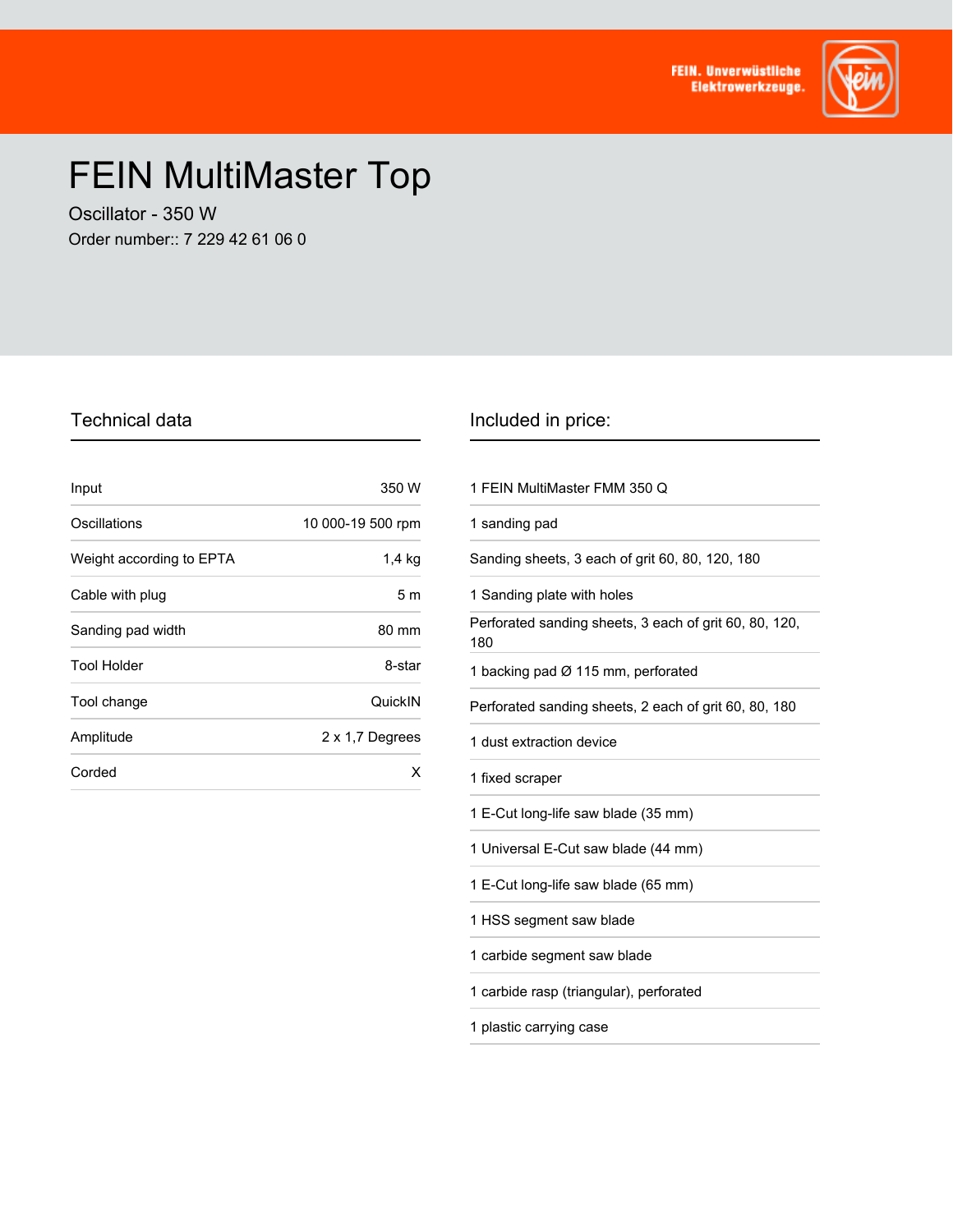# FEIN MultiMaster Top

Oscillator - 350 W

Order number:: 7 229 42 61 06 0

## Technical data

| | |
|---|---|
| Input | 350 W |
| Oscillations | 10 000-19 500 rpm |
| Weight according to EPTA | 1,4 kg |
| Cable with plug | 5 m |
| Sanding pad width | 80 mm |
| Tool Holder | 8-star |
| Tool change | QuickIN |
| Amplitude | 2 x 1,7 Degrees |
| Corded | X |

## Included in price:

- 1 FEIN MultiMaster FMM 350 Q
- 1 sanding pad
- Sanding sheets, 3 each of grit 60, 80, 120, 180
- 1 Sanding plate with holes
- Perforated sanding sheets, 3 each of grit 60, 80, 120, 180
- 1 backing pad Ø 115 mm, perforated
- Perforated sanding sheets, 2 each of grit 60, 80, 180
- 1 dust extraction device
- 1 fixed scraper
- 1 E-Cut long-life saw blade (35 mm)
- 1 Universal E-Cut saw blade (44 mm)
- 1 E-Cut long-life saw blade (65 mm)
- 1 HSS segment saw blade
- 1 carbide segment saw blade
- 1 carbide rasp (triangular), perforated
- 1 plastic carrying case